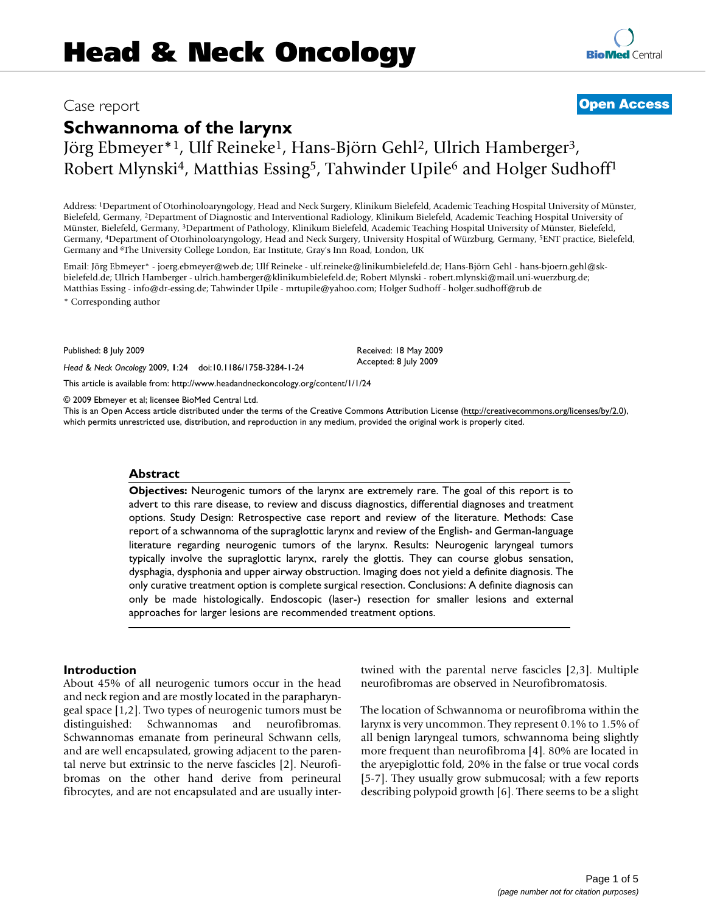# Head & Neck Oncology

Case report

**Open Access**

## Schwannoma of the larynx

Jörg Ebmeyer*[1], Ulf Reineke[1], Hans-Björn Gehl[2], Ulrich Hamberger[3], Robert Mlynski[4], Matthias Essing[5], Tahwinder Upile[6] and Holger Sudhoff[1]

Address: [1]Department of Otorhinoloaryngology, Head and Neck Surgery, Klinikum Bielefeld, Academic Teaching Hospital University of Münster, Bielefeld, Germany, [2]Department of Diagnostic and Interventional Radiology, Klinikum Bielefeld, Academic Teaching Hospital University of Münster, Bielefeld, Germany, [3]Department of Pathology, Klinikum Bielefeld, Academic Teaching Hospital University of Münster, Bielefeld, Germany, [4]Department of Otorhinoloaryngology, Head and Neck Surgery, University Hospital of Würzburg, Germany, [5]ENT practice, Bielefeld, Germany and [6]The University College London, Ear Institute, Gray's Inn Road, London, UK

Email: Jörg Ebmeyer* - joerg.ebmeyer@web.de; Ulf Reineke - ulf.reineke@linikumbielefeld.de; Hans-Björn Gehl - hans-bjoern.gehl@sk-bielefeld.de; Ulrich Hamberger - ulrich.hamberger@klinikumbielefeld.de; Robert Mlynski - robert.mlynski@mail.uni-wuerzburg.de; Matthias Essing - info@dr-essing.de; Tahwinder Upile - mrtupile@yahoo.com; Holger Sudhoff - holger.sudhoff@rub.de

\* Corresponding author

Published: 8 July 2009

*Head & Neck Oncology* 2009, **1**:24 doi:10.1186/1758-3284-1-24

Received: 18 May 2009
Accepted: 8 July 2009

This article is available from: http://www.headandneckoncology.org/content/1/1/24

© 2009 Ebmeyer et al; licensee BioMed Central Ltd.
This is an Open Access article distributed under the terms of the Creative Commons Attribution License (http://creativecommons.org/licenses/by/2.0), which permits unrestricted use, distribution, and reproduction in any medium, provided the original work is properly cited.

### Abstract

**Objectives:** Neurogenic tumors of the larynx are extremely rare. The goal of this report is to advert to this rare disease, to review and discuss diagnostics, differential diagnoses and treatment options. Study Design: Retrospective case report and review of the literature. Methods: Case report of a schwannoma of the supraglottic larynx and review of the English- and German-language literature regarding neurogenic tumors of the larynx. Results: Neurogenic laryngeal tumors typically involve the supraglottic larynx, rarely the glottis. They can course globus sensation, dysphagia, dysphonia and upper airway obstruction. Imaging does not yield a definite diagnosis. The only curative treatment option is complete surgical resection. Conclusions: A definite diagnosis can only be made histologically. Endoscopic (laser-) resection for smaller lesions and external approaches for larger lesions are recommended treatment options.

### Introduction

About 45% of all neurogenic tumors occur in the head and neck region and are mostly located in the parapharyngeal space [1,2]. Two types of neurogenic tumors must be distinguished: Schwannomas and neurofibromas. Schwannomas emanate from perineural Schwann cells, and are well encapsulated, growing adjacent to the parental nerve but extrinsic to the nerve fascicles [2]. Neurofibromas on the other hand derive from perineural fibrocytes, and are not encapsulated and are usually intertwined with the parental nerve fascicles [2,3]. Multiple neurofibromas are observed in Neurofibromatosis.

The location of Schwannoma or neurofibroma within the larynx is very uncommon. They represent 0.1% to 1.5% of all benign laryngeal tumors, schwannoma being slightly more frequent than neurofibroma [4]. 80% are located in the aryepiglottic fold, 20% in the false or true vocal cords [5-7]. They usually grow submucosal; with a few reports describing polypoid growth [6]. There seems to be a slight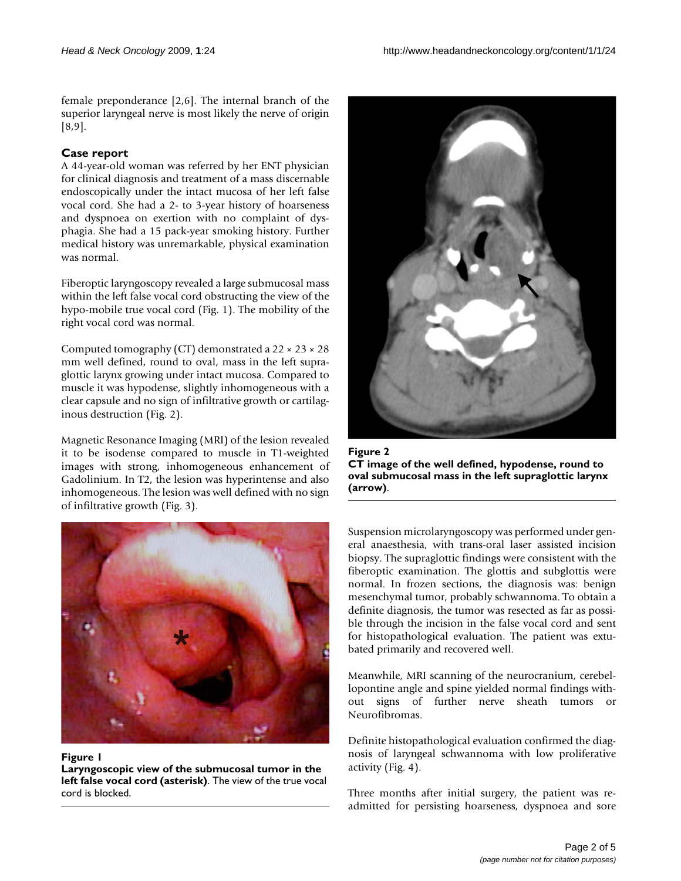female preponderance [2,6]. The internal branch of the superior laryngeal nerve is most likely the nerve of origin [8,9].

## Case report

A 44-year-old woman was referred by her ENT physician for clinical diagnosis and treatment of a mass discernable endoscopically under the intact mucosa of her left false vocal cord. She had a 2- to 3-year history of hoarseness and dyspnoea on exertion with no complaint of dysphagia. She had a 15 pack-year smoking history. Further medical history was unremarkable, physical examination was normal.

Fiberoptic laryngoscopy revealed a large submucosal mass within the left false vocal cord obstructing the view of the hypo-mobile true vocal cord (Fig. 1). The mobility of the right vocal cord was normal.

Computed tomography (CT) demonstrated a 22 × 23 × 28 mm well defined, round to oval, mass in the left supraglottic larynx growing under intact mucosa. Compared to muscle it was hypodense, slightly inhomogeneous with a clear capsule and no sign of infiltrative growth or cartilaginous destruction (Fig. 2).

Magnetic Resonance Imaging (MRI) of the lesion revealed it to be isodense compared to muscle in T1-weighted images with strong, inhomogeneous enhancement of Gadolinium. In T2, the lesion was hyperintense and also inhomogeneous. The lesion was well defined with no sign of infiltrative growth (Fig. 3).

**Figure 1**
**Laryngoscopic view of the submucosal tumor in the left false vocal cord (asterisk)**. The view of the true vocal cord is blocked.

**Figure 2**
**CT image of the well defined, hypodense, round to oval submucosal mass in the left supraglottic larynx (arrow)**.

Suspension microlaryngoscopy was performed under general anaesthesia, with trans-oral laser assisted incision biopsy. The supraglottic findings were consistent with the fiberoptic examination. The glottis and subglottis were normal. In frozen sections, the diagnosis was: benign mesenchymal tumor, probably schwannoma. To obtain a definite diagnosis, the tumor was resected as far as possible through the incision in the false vocal cord and sent for histopathological evaluation. The patient was extubated primarily and recovered well.

Meanwhile, MRI scanning of the neurocranium, cerebellopontine angle and spine yielded normal findings without signs of further nerve sheath tumors or Neurofibromas.

Definite histopathological evaluation confirmed the diagnosis of laryngeal schwannoma with low proliferative activity (Fig. 4).

Three months after initial surgery, the patient was readmitted for persisting hoarseness, dyspnoea and sore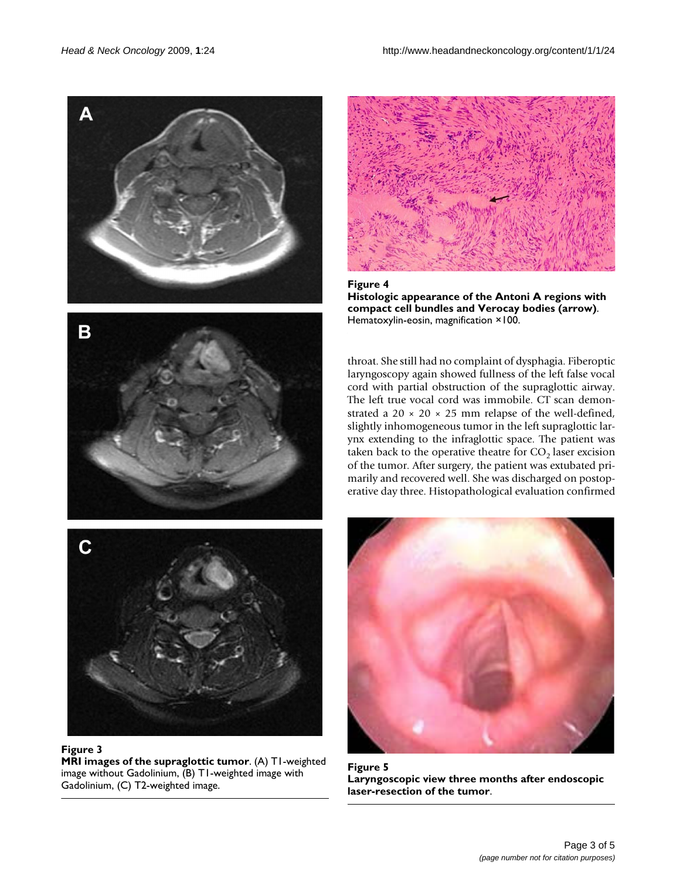**Figure 3**
**MRI images of the supraglottic tumor**. (A) T1-weighted image without Gadolinium, (B) T1-weighted image with Gadolinium, (C) T2-weighted image.

**Figure 4**
**Histologic appearance of the Antoni A regions with compact cell bundles and Verocay bodies (arrow)**. Hematoxylin-eosin, magnification ×100.

throat. She still had no complaint of dysphagia. Fiberoptic laryngoscopy again showed fullness of the left false vocal cord with partial obstruction of the supraglottic airway. The left true vocal cord was immobile. CT scan demonstrated a 20 × 20 × 25 mm relapse of the well-defined, slightly inhomogeneous tumor in the left supraglottic larynx extending to the infraglottic space. The patient was taken back to the operative theatre for $CO_2$ laser excision of the tumor. After surgery, the patient was extubated primarily and recovered well. She was discharged on postoperative day three. Histopathological evaluation confirmed

**Figure 5**
**Laryngoscopic view three months after endoscopic laser-resection of the tumor**.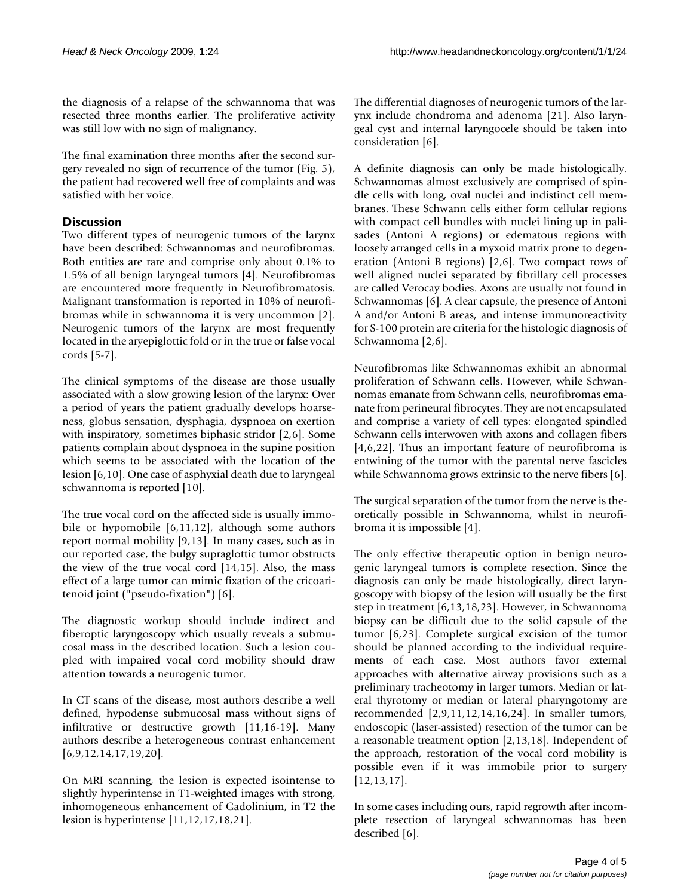the diagnosis of a relapse of the schwannoma that was resected three months earlier. The proliferative activity was still low with no sign of malignancy.

The final examination three months after the second surgery revealed no sign of recurrence of the tumor (Fig. 5), the patient had recovered well free of complaints and was satisfied with her voice.

## Discussion

Two different types of neurogenic tumors of the larynx have been described: Schwannomas and neurofibromas. Both entities are rare and comprise only about 0.1% to 1.5% of all benign laryngeal tumors [4]. Neurofibromas are encountered more frequently in Neurofibromatosis. Malignant transformation is reported in 10% of neurofibromas while in schwannoma it is very uncommon [2]. Neurogenic tumors of the larynx are most frequently located in the aryepiglottic fold or in the true or false vocal cords [5-7].

The clinical symptoms of the disease are those usually associated with a slow growing lesion of the larynx: Over a period of years the patient gradually develops hoarseness, globus sensation, dysphagia, dyspnoea on exertion with inspiratory, sometimes biphasic stridor [2,6]. Some patients complain about dyspnoea in the supine position which seems to be associated with the location of the lesion [6,10]. One case of asphyxial death due to laryngeal schwannoma is reported [10].

The true vocal cord on the affected side is usually immobile or hypomobile [6,11,12], although some authors report normal mobility [9,13]. In many cases, such as in our reported case, the bulgy supraglottic tumor obstructs the view of the true vocal cord [14,15]. Also, the mass effect of a large tumor can mimic fixation of the cricoarytenoid joint ("pseudo-fixation") [6].

The diagnostic workup should include indirect and fiberoptic laryngoscopy which usually reveals a submucosal mass in the described location. Such a lesion coupled with impaired vocal cord mobility should draw attention towards a neurogenic tumor.

In CT scans of the disease, most authors describe a well defined, hypodense submucosal mass without signs of infiltrative or destructive growth [11,16-19]. Many authors describe a heterogeneous contrast enhancement [6,9,12,14,17,19,20].

On MRI scanning, the lesion is expected isointense to slightly hyperintense in T1-weighted images with strong, inhomogeneous enhancement of Gadolinium, in T2 the lesion is hyperintense [11,12,17,18,21].

The differential diagnoses of neurogenic tumors of the larynx include chondroma and adenoma [21]. Also laryngeal cyst and internal laryngocele should be taken into consideration [6].

A definite diagnosis can only be made histologically. Schwannomas almost exclusively are comprised of spindle cells with long, oval nuclei and indistinct cell membranes. These Schwann cells either form cellular regions with compact cell bundles with nuclei lining up in palisades (Antoni A regions) or edematous regions with loosely arranged cells in a myxoid matrix prone to degeneration (Antoni B regions) [2,6]. Two compact rows of well aligned nuclei separated by fibrillary cell processes are called Verocay bodies. Axons are usually not found in Schwannomas [6]. A clear capsule, the presence of Antoni A and/or Antoni B areas, and intense immunoreactivity for S-100 protein are criteria for the histologic diagnosis of Schwannoma [2,6].

Neurofibromas like Schwannomas exhibit an abnormal proliferation of Schwann cells. However, while Schwannomas emanate from Schwann cells, neurofibromas emanate from perineural fibrocytes. They are not encapsulated and comprise a variety of cell types: elongated spindled Schwann cells interwoven with axons and collagen fibers [4,6,22]. Thus an important feature of neurofibroma is entwining of the tumor with the parental nerve fascicles while Schwannoma grows extrinsic to the nerve fibers [6].

The surgical separation of the tumor from the nerve is theoretically possible in Schwannoma, whilst in neurofibroma it is impossible [4].

The only effective therapeutic option in benign neurogenic laryngeal tumors is complete resection. Since the diagnosis can only be made histologically, direct laryngoscopy with biopsy of the lesion will usually be the first step in treatment [6,13,18,23]. However, in Schwannoma biopsy can be difficult due to the solid capsule of the tumor [6,23]. Complete surgical excision of the tumor should be planned according to the individual requirements of each case. Most authors favor external approaches with alternative airway provisions such as a preliminary tracheotomy in larger tumors. Median or lateral thyrotomy or median or lateral pharyngotomy are recommended [2,9,11,12,14,16,24]. In smaller tumors, endoscopic (laser-assisted) resection of the tumor can be a reasonable treatment option [2,13,18]. Independent of the approach, restoration of the vocal cord mobility is possible even if it was immobile prior to surgery [12,13,17].

In some cases including ours, rapid regrowth after incomplete resection of laryngeal schwannomas has been described [6].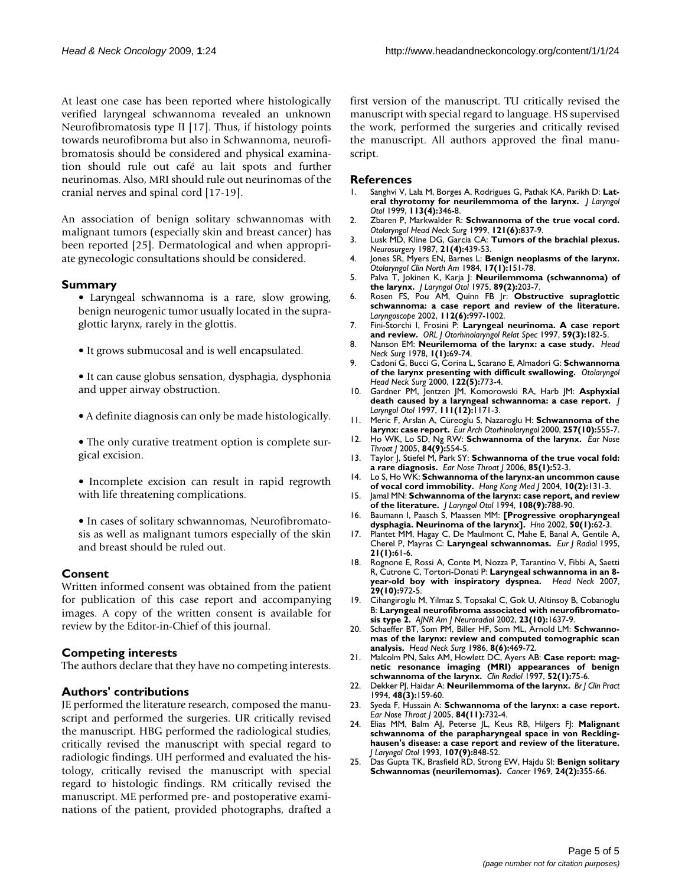At least one case has been reported where histologically verified laryngeal schwannoma revealed an unknown Neurofibromatosis type II [17]. Thus, if histology points towards neurofibroma but also in Schwannoma, neurofibromatosis should be considered and physical examination should rule out café au lait spots and further neurinomas. Also, MRI should rule out neurinomas of the cranial nerves and spinal cord [17-19].

An association of benign solitary schwannomas with malignant tumors (especially skin and breast cancer) has been reported [25]. Dermatological and when appropriate gynecologic consultations should be considered.

## Summary

- Laryngeal schwannoma is a rare, slow growing, benign neurogenic tumor usually located in the supraglottic larynx, rarely in the glottis.
- It grows submucosal and is well encapsulated.
- It can cause globus sensation, dysphagia, dysphonia and upper airway obstruction.
- A definite diagnosis can only be made histologically.
- The only curative treatment option is complete surgical excision.
- Incomplete excision can result in rapid regrowth with life threatening complications.
- In cases of solitary schwannomas, Neurofibromatosis as well as malignant tumors especially of the skin and breast should be ruled out.

## Consent

Written informed consent was obtained from the patient for publication of this case report and accompanying images. A copy of the written consent is available for review by the Editor-in-Chief of this journal.

## Competing interests

The authors declare that they have no competing interests.

## Authors' contributions

JE performed the literature research, composed the manuscript and performed the surgeries. UR critically revised the manuscript. HBG performed the radiological studies, critically revised the manuscript with special regard to radiologic findings. UH performed and evaluated the histology, critically revised the manuscript with special regard to histologic findings. RM critically revised the manuscript. ME performed pre- and postoperative examinations of the patient, provided photographs, drafted a first version of the manuscript. TU critically revised the manuscript with special regard to language. HS supervised the work, performed the surgeries and critically revised the manuscript. All authors approved the final manuscript.

## References

1. Sanghvi V, Lala M, Borges A, Rodrigues G, Pathak KA, Parikh D: **Lateral thyrotomy for neurilemmoma of the larynx.** *J Laryngol Otol* 1999, **113(4):**346-8.
2. Zbaren P, Markwalder R: **Schwannoma of the true vocal cord.** *Otolaryngol Head Neck Surg* 1999, **121(6):**837-9.
3. Lusk MD, Kline DG, Garcia CA: **Tumors of the brachial plexus.** *Neurosurgery* 1987, **21(4):**439-53.
4. Jones SR, Myers EN, Barnes L: **Benign neoplasms of the larynx.** *Otolaryngol Clin North Am* 1984, **17(1):**151-78.
5. Palva T, Jokinen K, Karja J: **Neurilemmoma (schwannoma) of the larynx.** *J Laryngol Otol* 1975, **89(2):**203-7.
6. Rosen FS, Pou AM, Quinn FB Jr: **Obstructive supraglottic schwannoma: a case report and review of the literature.** *Laryngoscope* 2002, **112(6):**997-1002.
7. Fini-Storchi I, Frosini P: **Laryngeal neurinoma. A case report and review.** *ORL J Otorhinolaryngol Relat Spec* 1997, **59(3):**182-5.
8. Nanson EM: **Neurilemoma of the larynx: a case study.** *Head Neck Surg* 1978, **1(1):**69-74.
9. Cadoni G, Bucci G, Corina L, Scarano E, Almadori G: **Schwannoma of the larynx presenting with difficult swallowing.** *Otolaryngol Head Neck Surg* 2000, **122(5):**773-4.
10. Gardner PM, Jentzen JM, Komorowski RA, Harb JM: **Asphyxial death caused by a laryngeal schwannoma: a case report.** *J Laryngol Otol* 1997, **111(12):**1171-3.
11. Meric F, Arslan A, Cüreoglu S, Nazaroglu H: **Schwannoma of the larynx: case report.** *Eur Arch Otorhinolaryngol* 2000, **257(10):**555-7.
12. Ho WK, Lo SD, Ng RW: **Schwannoma of the larynx.** *Ear Nose Throat J* 2005, **84(9):**554-5.
13. Taylor J, Stiefel M, Park SY: **Schwannoma of the true vocal fold: a rare diagnosis.** *Ear Nose Throat J* 2006, **85(1):**52-3.
14. Lo S, Ho WK: **Schwannoma of the larynx-an uncommon cause of vocal cord immobility.** *Hong Kong Med J* 2004, **10(2):**131-3.
15. Jamal MN: **Schwannoma of the larynx: case report, and review of the literature.** *J Laryngol Otol* 1994, **108(9):**788-90.
16. Baumann I, Paasch S, Maassen MM: **[Progressive oropharyngeal dysphagia. Neurinoma of the larynx].** *Hno* 2002, **50(1):**62-3.
17. Plantet MM, Hagay C, De Maulmont C, Mahe E, Banal A, Gentile A, Cherel P, Mayras C: **Laryngeal schwannomas.** *Eur J Radiol* 1995, **21(1):**61-6.
18. Rognone E, Rossi A, Conte M, Nozza P, Tarantino V, Fibbi A, Saetti R, Cutrone C, Tortori-Donati P: **Laryngeal schwannoma in an 8-year-old boy with inspiratory dyspnea.** *Head Neck* 2007, **29(10):**972-5.
19. Cihangiroglu M, Yilmaz S, Topsakal C, Gok U, Altinsoy B, Cobanoglu B: **Laryngeal neurofibroma associated with neurofibromatosis type 2.** *AJNR Am J Neuroradiol* 2002, **23(10):**1637-9.
20. Schaeffer BT, Som PM, Biller HF, Som ML, Arnold LM: **Schwannomas of the larynx: review and computed tomographic scan analysis.** *Head Neck Surg* 1986, **8(6):**469-72.
21. Malcolm PN, Saks AM, Howlett DC, Ayers AB: **Case report: magnetic resonance imaging (MRI) appearances of benign schwannoma of the larynx.** *Clin Radiol* 1997, **52(1):**75-6.
22. Dekker PJ, Haidar A: **Neurilemmoma of the larynx.** *Br J Clin Pract* 1994, **48(3):**159-60.
23. Syeda F, Hussain A: **Schwannoma of the larynx: a case report.** *Ear Nose Throat J* 2005, **84(11):**732-4.
24. Elias MM, Balm AJ, Peterse JL, Keus RB, Hilgers FJ: **Malignant schwannoma of the parapharyngeal space in von Recklinghausen's disease: a case report and review of the literature.** *J Laryngol Otol* 1993, **107(9):**848-52.
25. Das Gupta TK, Brasfield RD, Strong EW, Hajdu SI: **Benign solitary Schwannomas (neurilemomas).** *Cancer* 1969, **24(2):**355-66.